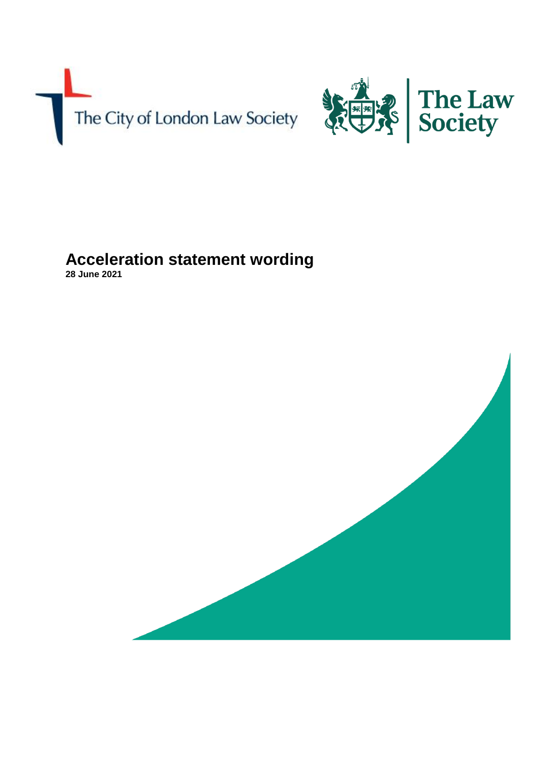The City of London Law Society

The Law Society

# Acceleration statement wording

**28 June 2021**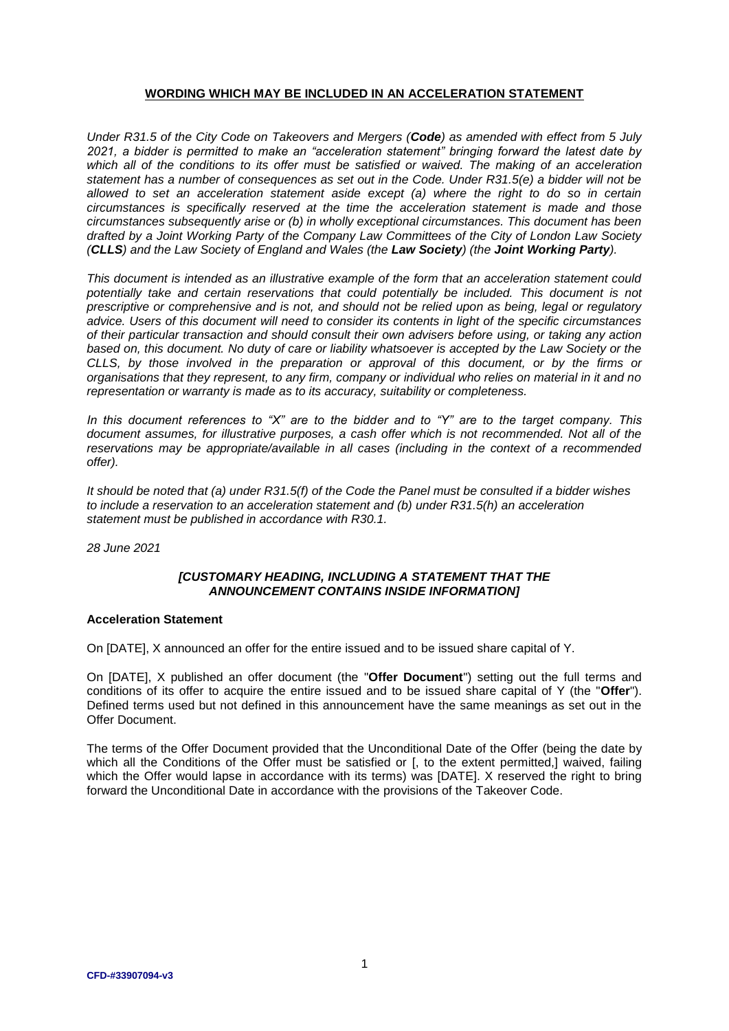## WORDING WHICH MAY BE INCLUDED IN AN ACCELERATION STATEMENT

*Under R31.5 of the City Code on Takeovers and Mergers (**Code**) as amended with effect from 5 July 2021, a bidder is permitted to make an "acceleration statement" bringing forward the latest date by which all of the conditions to its offer must be satisfied or waived. The making of an acceleration statement has a number of consequences as set out in the Code. Under R31.5(e) a bidder will not be allowed to set an acceleration statement aside except (a) where the right to do so in certain circumstances is specifically reserved at the time the acceleration statement is made and those circumstances subsequently arise or (b) in wholly exceptional circumstances. This document has been drafted by a Joint Working Party of the Company Law Committees of the City of London Law Society (**CLLS**) and the Law Society of England and Wales (the **Law Society**) (the **Joint Working Party**).*

*This document is intended as an illustrative example of the form that an acceleration statement could potentially take and certain reservations that could potentially be included. This document is not prescriptive or comprehensive and is not, and should not be relied upon as being, legal or regulatory advice. Users of this document will need to consider its contents in light of the specific circumstances of their particular transaction and should consult their own advisers before using, or taking any action based on, this document. No duty of care or liability whatsoever is accepted by the Law Society or the CLLS, by those involved in the preparation or approval of this document, or by the firms or organisations that they represent, to any firm, company or individual who relies on material in it and no representation or warranty is made as to its accuracy, suitability or completeness.*

*In this document references to "X" are to the bidder and to "Y" are to the target company. This document assumes, for illustrative purposes, a cash offer which is not recommended. Not all of the reservations may be appropriate/available in all cases (including in the context of a recommended offer).*

*It should be noted that (a) under R31.5(f) of the Code the Panel must be consulted if a bidder wishes to include a reservation to an acceleration statement and (b) under R31.5(h) an acceleration statement must be published in accordance with R30.1.*

*28 June 2021*

***[CUSTOMARY HEADING, INCLUDING A STATEMENT THAT THE ANNOUNCEMENT CONTAINS INSIDE INFORMATION]***

**Acceleration Statement**

On [DATE], X announced an offer for the entire issued and to be issued share capital of Y.

On [DATE], X published an offer document (the "**Offer Document**") setting out the full terms and conditions of its offer to acquire the entire issued and to be issued share capital of Y (the "**Offer**"). Defined terms used but not defined in this announcement have the same meanings as set out in the Offer Document.

The terms of the Offer Document provided that the Unconditional Date of the Offer (being the date by which all the Conditions of the Offer must be satisfied or [, to the extent permitted,] waived, failing which the Offer would lapse in accordance with its terms) was [DATE]. X reserved the right to bring forward the Unconditional Date in accordance with the provisions of the Takeover Code.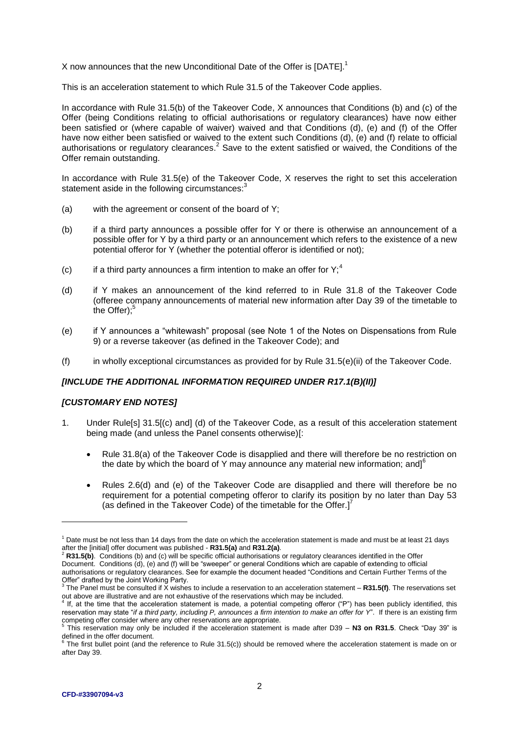X now announces that the new Unconditional Date of the Offer is [DATE].[1]

This is an acceleration statement to which Rule 31.5 of the Takeover Code applies.

In accordance with Rule 31.5(b) of the Takeover Code, X announces that Conditions (b) and (c) of the Offer (being Conditions relating to official authorisations or regulatory clearances) have now either been satisfied or (where capable of waiver) waived and that Conditions (d), (e) and (f) of the Offer have now either been satisfied or waived to the extent such Conditions (d), (e) and (f) relate to official authorisations or regulatory clearances.[2] Save to the extent satisfied or waived, the Conditions of the Offer remain outstanding.

In accordance with Rule 31.5(e) of the Takeover Code, X reserves the right to set this acceleration statement aside in the following circumstances:[3]

(a) with the agreement or consent of the board of Y;

(b) if a third party announces a possible offer for Y or there is otherwise an announcement of a possible offer for Y by a third party or an announcement which refers to the existence of a new potential offeror for Y (whether the potential offeror is identified or not);

(c) if a third party announces a firm intention to make an offer for Y;[4]

(d) if Y makes an announcement of the kind referred to in Rule 31.8 of the Takeover Code (offeree company announcements of material new information after Day 39 of the timetable to the Offer);[5]

(e) if Y announces a "whitewash" proposal (see Note 1 of the Notes on Dispensations from Rule 9) or a reverse takeover (as defined in the Takeover Code); and

(f) in wholly exceptional circumstances as provided for by Rule 31.5(e)(ii) of the Takeover Code.

***[INCLUDE THE ADDITIONAL INFORMATION REQUIRED UNDER R17.1(B)(II)]***

***[CUSTOMARY END NOTES]***

1. Under Rule[s] 31.5[(c) and] (d) of the Takeover Code, as a result of this acceleration statement being made (and unless the Panel consents otherwise)[:
   - Rule 31.8(a) of the Takeover Code is disapplied and there will therefore be no restriction on the date by which the board of Y may announce any material new information; and][6]
   - Rules 2.6(d) and (e) of the Takeover Code are disapplied and there will therefore be no requirement for a potential competing offeror to clarify its position by no later than Day 53 (as defined in the Takeover Code) of the timetable for the Offer.][7]

---

[1] Date must be not less than 14 days from the date on which the acceleration statement is made and must be at least 21 days after the [initial] offer document was published - **R31.5(a)** and **R31.2(a)**.

[2] **R31.5(b)**. Conditions (b) and (c) will be specific official authorisations or regulatory clearances identified in the Offer Document. Conditions (d), (e) and (f) will be "sweeper" or general Conditions which are capable of extending to official authorisations or regulatory clearances. See for example the document headed "Conditions and Certain Further Terms of the Offer" drafted by the Joint Working Party.

[3] The Panel must be consulted if X wishes to include a reservation to an acceleration statement – **R31.5(f)**. The reservations set out above are illustrative and are not exhaustive of the reservations which may be included.

[4] If, at the time that the acceleration statement is made, a potential competing offeror ("P") has been publicly identified, this reservation may state "*if a third party, including P, announces a firm intention to make an offer for Y*". If there is an existing firm competing offer consider where any other reservations are appropriate.

[5] This reservation may only be included if the acceleration statement is made after D39 – **N3 on R31.5**. Check "Day 39" is defined in the offer document.

[6] The first bullet point (and the reference to Rule 31.5(c)) should be removed where the acceleration statement is made on or after Day 39.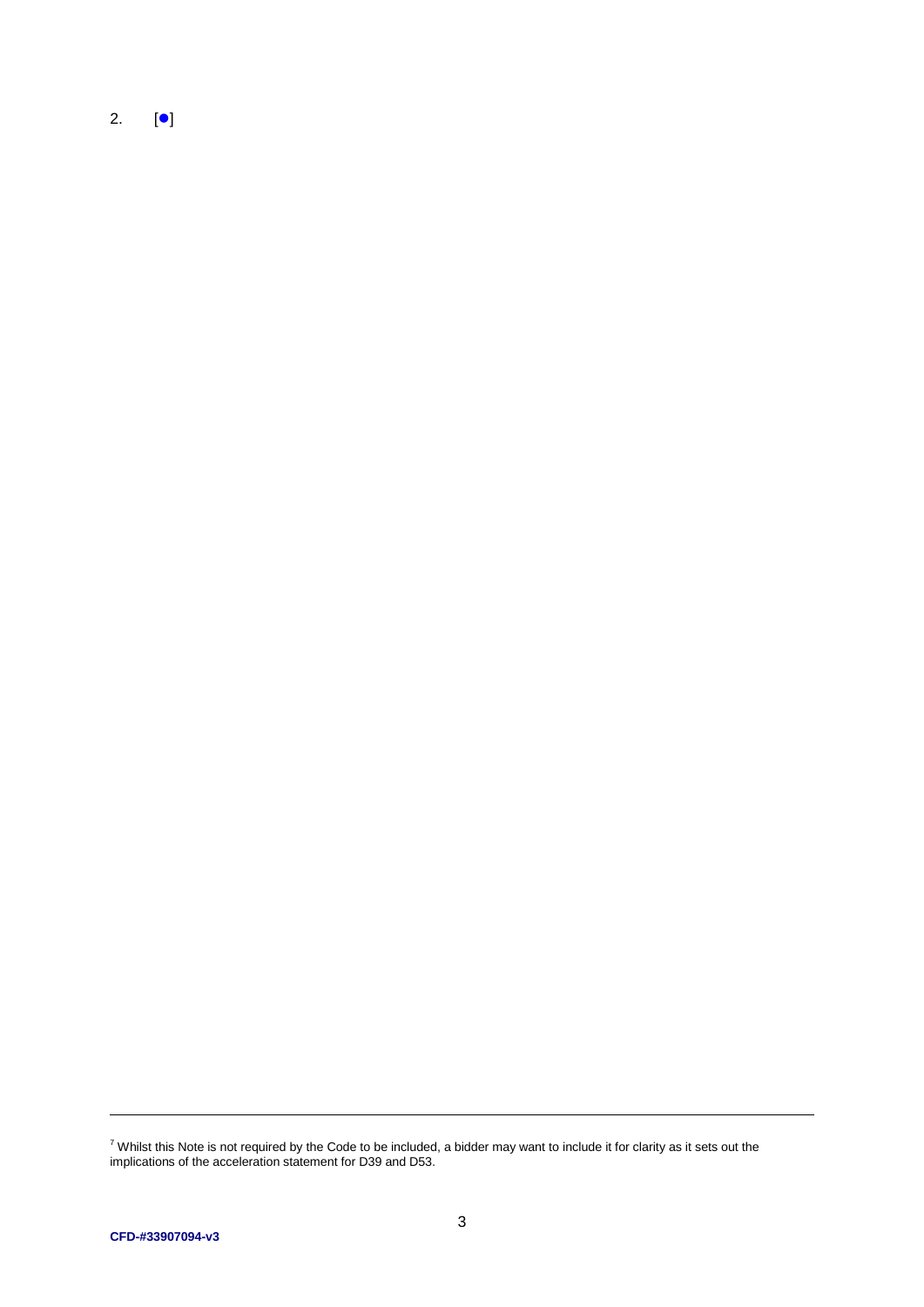2. [●]

[7] Whilst this Note is not required by the Code to be included, a bidder may want to include it for clarity as it sets out the implications of the acceleration statement for D39 and D53.

CFD-#33907094-v3